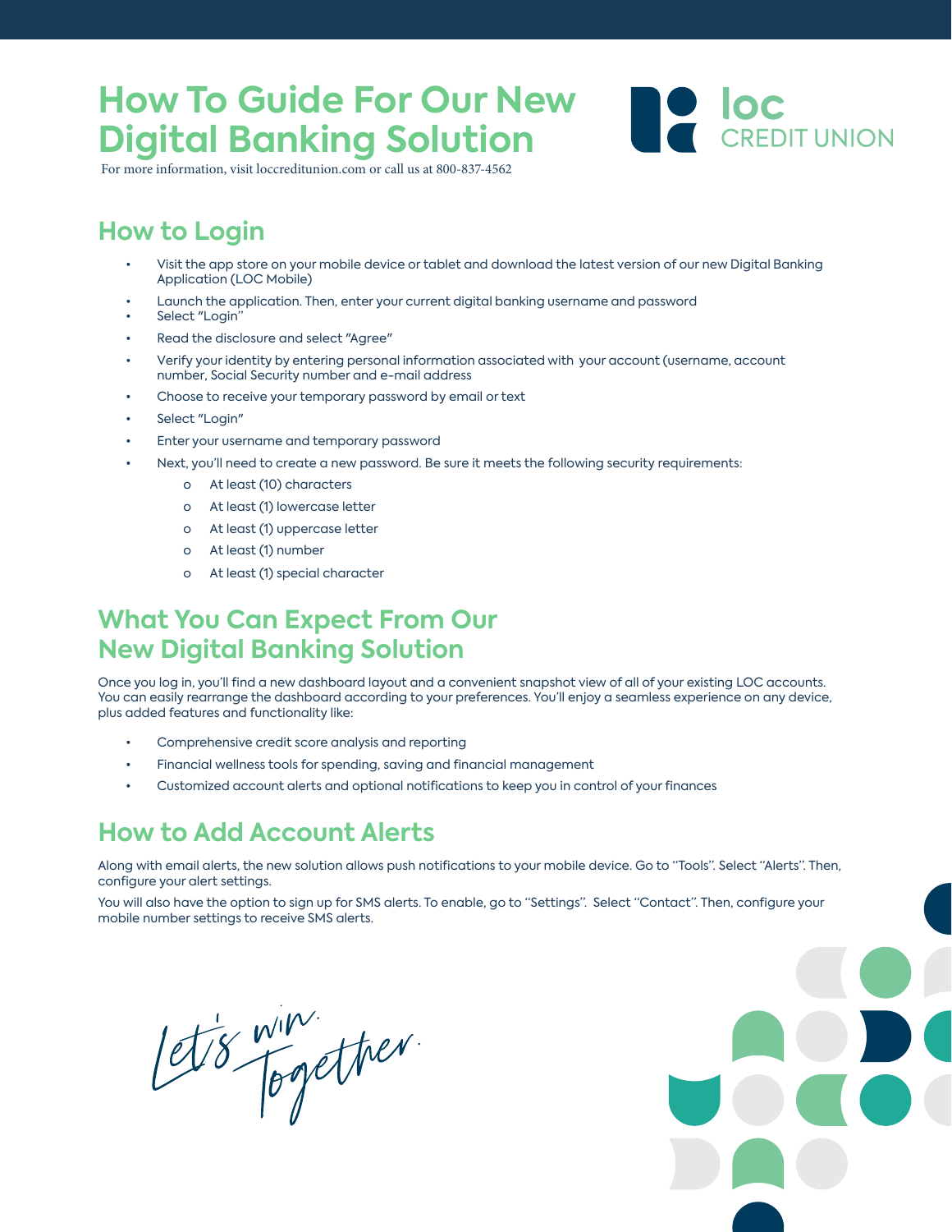# How To Guide For Our New Digital Banking Solution

For more information, visit loccreditunion.com or call us at 800-837-4562

loc CREDIT UNION

## How to Login

- Visit the app store on your mobile device or tablet and download the latest version of our new Digital Banking Application (LOC Mobile)
- Launch the application. Then, enter your current digital banking username and password
- Select "Login"
- Read the disclosure and select "Agree"
- Verify your identity by entering personal information associated with your account (username, account number, Social Security number and e-mail address
- Choose to receive your temporary password by email or text
- Select "Login"
- Enter your username and temporary password
- Next, you'll need to create a new password. Be sure it meets the following security requirements:
    - At least (10) characters
    - At least (1) lowercase letter
    - At least (1) uppercase letter
    - At least (1) number
    - At least (1) special character

## What You Can Expect From Our New Digital Banking Solution

Once you log in, you'll find a new dashboard layout and a convenient snapshot view of all of your existing LOC accounts. You can easily rearrange the dashboard according to your preferences. You'll enjoy a seamless experience on any device, plus added features and functionality like:

- Comprehensive credit score analysis and reporting
- Financial wellness tools for spending, saving and financial management
- Customized account alerts and optional notifications to keep you in control of your finances

## How to Add Account Alerts

Along with email alerts, the new solution allows push notifications to your mobile device. Go to "Tools". Select "Alerts". Then, configure your alert settings.

You will also have the option to sign up for SMS alerts. To enable, go to "Settings". Select "Contact". Then, configure your mobile number settings to receive SMS alerts.

*Let's win. Together.*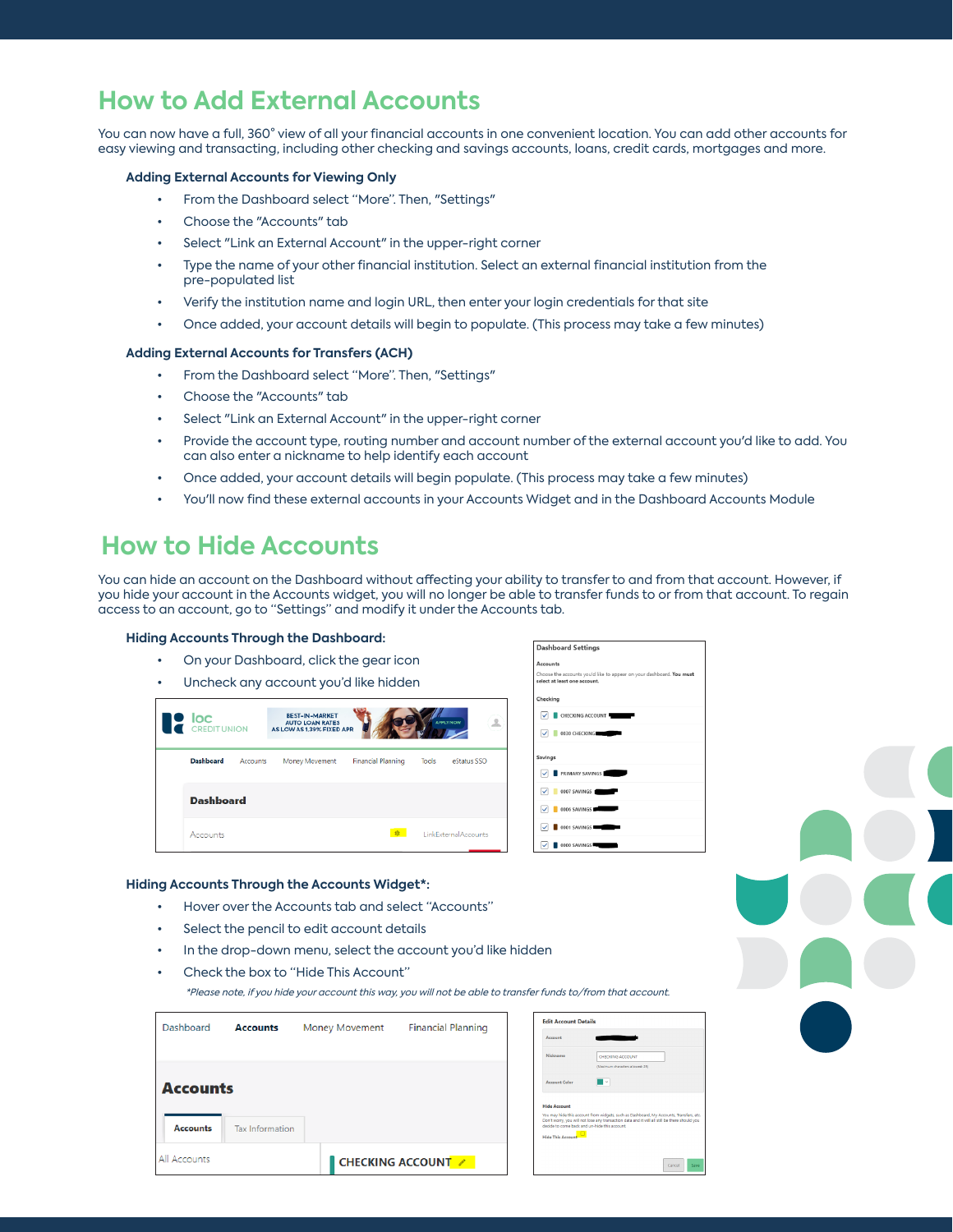# How to Add External Accounts

You can now have a full, 360° view of all your financial accounts in one convenient location. You can add other accounts for easy viewing and transacting, including other checking and savings accounts, loans, credit cards, mortgages and more.

### Adding External Accounts for Viewing Only

- From the Dashboard select "More". Then, "Settings"
- Choose the "Accounts" tab
- Select "Link an External Account" in the upper-right corner
- Type the name of your other financial institution. Select an external financial institution from the pre-populated list
- Verify the institution name and login URL, then enter your login credentials for that site
- Once added, your account details will begin to populate. (This process may take a few minutes)

### Adding External Accounts for Transfers (ACH)

- From the Dashboard select "More". Then, "Settings"
- Choose the "Accounts" tab
- Select "Link an External Account" in the upper-right corner
- Provide the account type, routing number and account number of the external account you'd like to add. You can also enter a nickname to help identify each account
- Once added, your account details will begin populate. (This process may take a few minutes)
- You'll now find these external accounts in your Accounts Widget and in the Dashboard Accounts Module

# How to Hide Accounts

You can hide an account on the Dashboard without affecting your ability to transfer to and from that account. However, if you hide your account in the Accounts widget, you will no longer be able to transfer funds to or from that account. To regain access to an account, go to "Settings" and modify it under the Accounts tab.

### Hiding Accounts Through the Dashboard:

- On your Dashboard, click the gear icon
- Uncheck any account you'd like hidden

### Hiding Accounts Through the Accounts Widget*:

- Hover over the Accounts tab and select "Accounts"
- Select the pencil to edit account details
- In the drop-down menu, select the account you'd like hidden
- Check the box to "Hide This Account"

*\*Please note, if you hide your account this way, you will not be able to transfer funds to/from that account.*